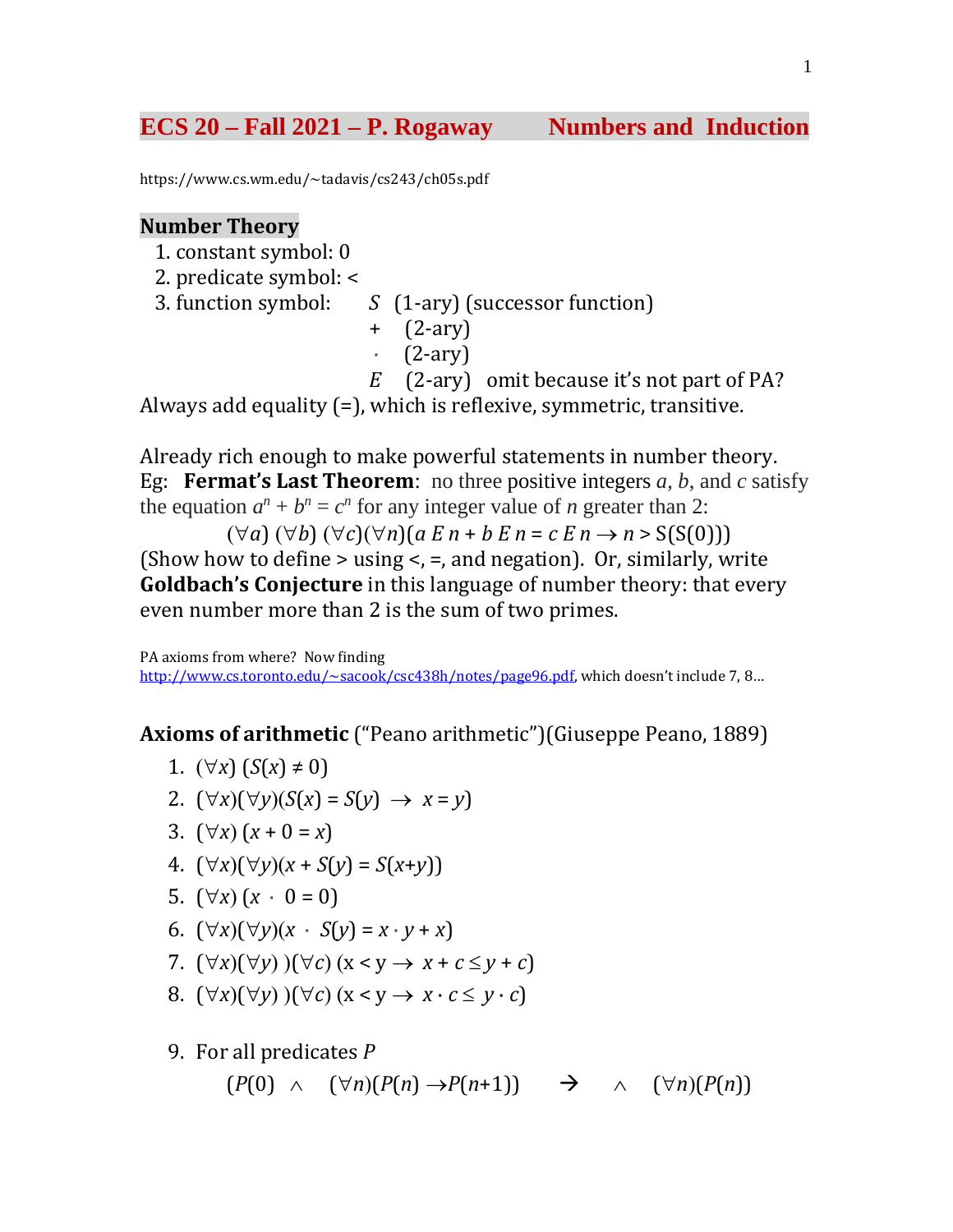## ECS 20 – Fall 2021 – P. Rogaway Numbers and Induction

https://www.cs.wm.edu/~tadavis/cs243/ch05s.pdf

### Number Theory

1. constant symbol: 0
2. predicate symbol: <
3. function symbol: $S$ (1-ary) (successor function)
   $+$ (2-ary)
   $\cdot$ (2-ary)
   $E$ (2-ary) omit because it's not part of PA?

Always add equality (=), which is reflexive, symmetric, transitive.

Already rich enough to make powerful statements in number theory.
Eg: **Fermat's Last Theorem**: no three positive integers $a$, $b$, and $c$ satisfy the equation $a^n + b^n = c^n$ for any integer value of $n$ greater than 2:

$$(\forall a)\ (\forall b)\ (\forall c)(\forall n)(a\ E\ n + b\ E\ n = c\ E\ n \to n > S(S(0)))$$

(Show how to define > using <, =, and negation). Or, similarly, write **Goldbach's Conjecture** in this language of number theory: that every even number more than 2 is the sum of two primes.

PA axioms from where? Now finding http://www.cs.toronto.edu/~sacook/csc438h/notes/page96.pdf, which doesn't include 7, 8...

**Axioms of arithmetic** ("Peano arithmetic")(Giuseppe Peano, 1889)

1. $(\forall x)\ (S(x) \neq 0)$
2. $(\forall x)(\forall y)(S(x) = S(y) \ \to\ x = y)$
3. $(\forall x)\ (x + 0 = x)$
4. $(\forall x)(\forall y)(x + S(y) = S(x+y))$
5. $(\forall x)\ (x \cdot 0 = 0)$
6. $(\forall x)(\forall y)(x \cdot S(y) = x \cdot y + x)$
7. $(\forall x)(\forall y)\ )(\forall c)\ (x < y \to\ x + c \leq y + c)$
8. $(\forall x)(\forall y)\ )(\forall c)\ (x < y \to\ x \cdot c \leq\ y \cdot c)$

9. For all predicates $P$

   $(P(0)\ \wedge\ (\forall n)(P(n) \to P(n+1)) \quad \to \quad \wedge \quad (\forall n)(P(n))$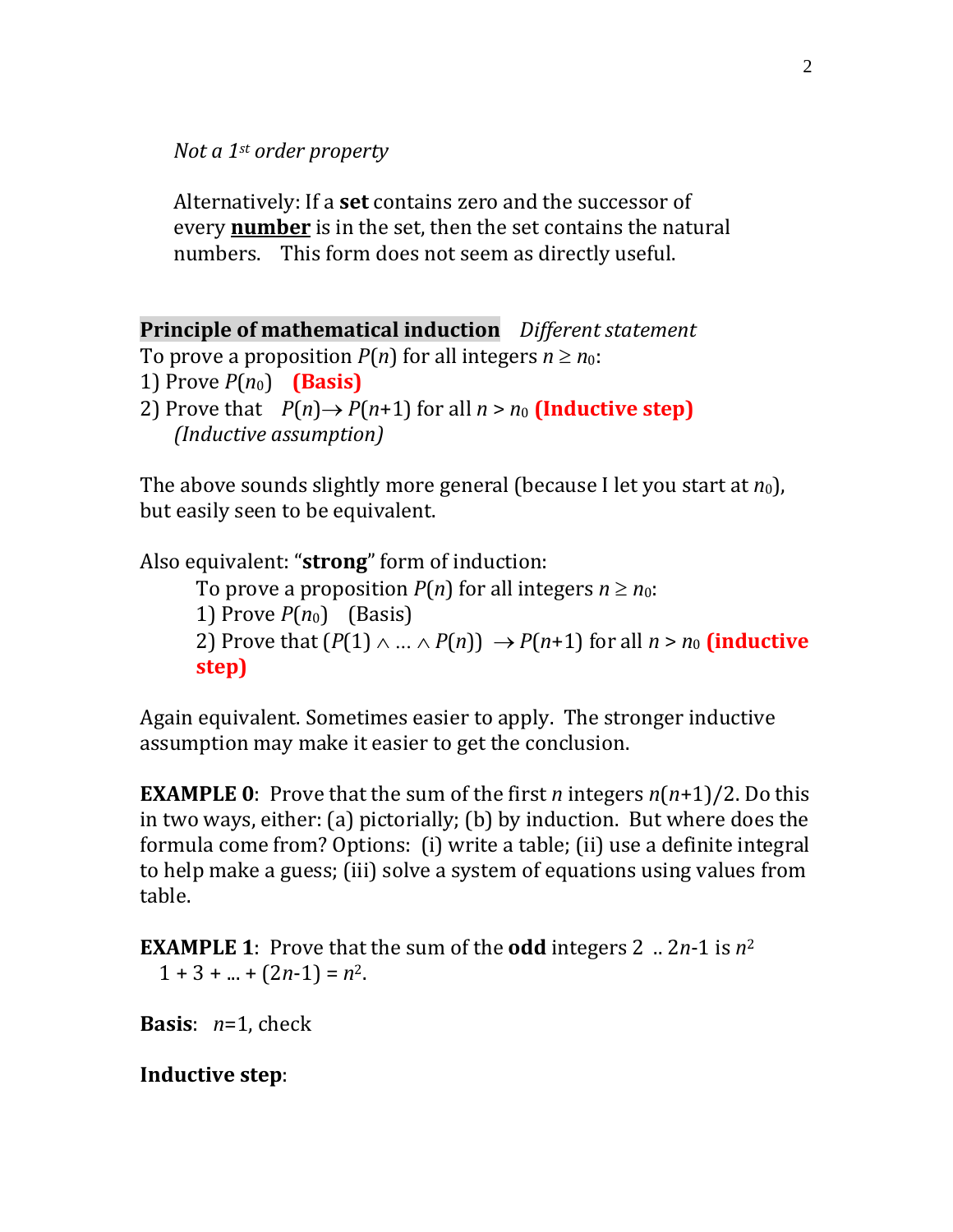*Not a 1st order property*

Alternatively: If a **set** contains zero and the successor of every **number** is in the set, then the set contains the natural numbers. This form does not seem as directly useful.

**Principle of mathematical induction** *Different statement*

To prove a proposition $P(n)$ for all integers $n \geq n_0$:

1) Prove $P(n_0)$ **(Basis)**
2) Prove that $P(n) \rightarrow P(n+1)$ for all $n > n_0$ **(Inductive step)**
   *(Inductive assumption)*

The above sounds slightly more general (because I let you start at $n_0$), but easily seen to be equivalent.

Also equivalent: "**strong**" form of induction:

To prove a proposition $P(n)$ for all integers $n \geq n_0$:

1) Prove $P(n_0)$ (Basis)
2) Prove that $(P(1) \wedge \ldots \wedge P(n)) \rightarrow P(n+1)$ for all $n > n_0$ **(inductive step)**

Again equivalent. Sometimes easier to apply. The stronger inductive assumption may make it easier to get the conclusion.

**EXAMPLE 0**: Prove that the sum of the first $n$ integers $n(n+1)/2$. Do this in two ways, either: (a) pictorially; (b) by induction. But where does the formula come from? Options: (i) write a table; (ii) use a definite integral to help make a guess; (iii) solve a system of equations using values from table.

**EXAMPLE 1**: Prove that the sum of the **odd** integers 2 .. $2n$-1 is $n^2$

$1 + 3 + \ldots + (2n\text{-}1) = n^2$.

**Basis**: $n$=1, check

**Inductive step**: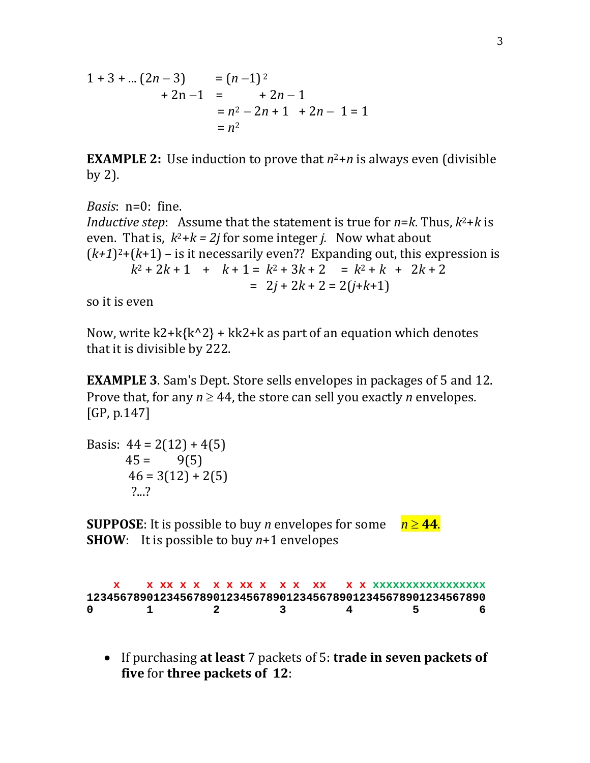$1 + 3 + \ldots (2n - 3) \quad = (n - 1)^2$
$\quad + 2n - 1 \quad = \quad + 2n - 1$
$\quad = n^2 - 2n + 1 \quad + 2n - 1 = 1$
$\quad = n^2$

**EXAMPLE 2:** Use induction to prove that $n^2+n$ is always even (divisible by 2).

*Basis*: n=0: fine.
*Inductive step*: Assume that the statement is true for $n=k$. Thus, $k^2+k$ is even. That is, $k^2+k = 2j$ for some integer *j.* Now what about $(k+1)^2+(k+1)$ – is it necessarily even?? Expanding out, this expression is

$$k^2 + 2k + 1 \quad + \quad k + 1 = k^2 + 3k + 2 \quad = k^2 + k \quad + \quad 2k + 2$$
$$= \quad 2j + 2k + 2 = 2(j+k+1)$$

so it is even

Now, write k2+k{k^2} + kk2+k as part of an equation which denotes that it is divisible by 222.

**EXAMPLE 3**. Sam's Dept. Store sells envelopes in packages of 5 and 12. Prove that, for any $n \geq 44$, the store can sell you exactly *n* envelopes. [GP, p.147]

Basis: 44 = 2(12) + 4(5)
45 = 9(5)
46 = 3(12) + 2(5)
?...?

**SUPPOSE**: It is possible to buy *n* envelopes for some $n \geq \mathbf{44}$.
**SHOW**: It is possible to buy *n*+1 envelopes

```
    x    x xx x x  x x xx x  x x  xx   x x xxxxxxxxxxxxxxxxx
123456789012345678901234567890123456789012345678901234567890
0        1         2         3         4         5         6
```

- If purchasing **at least** 7 packets of 5: **trade in seven packets of five** for **three packets of 12**: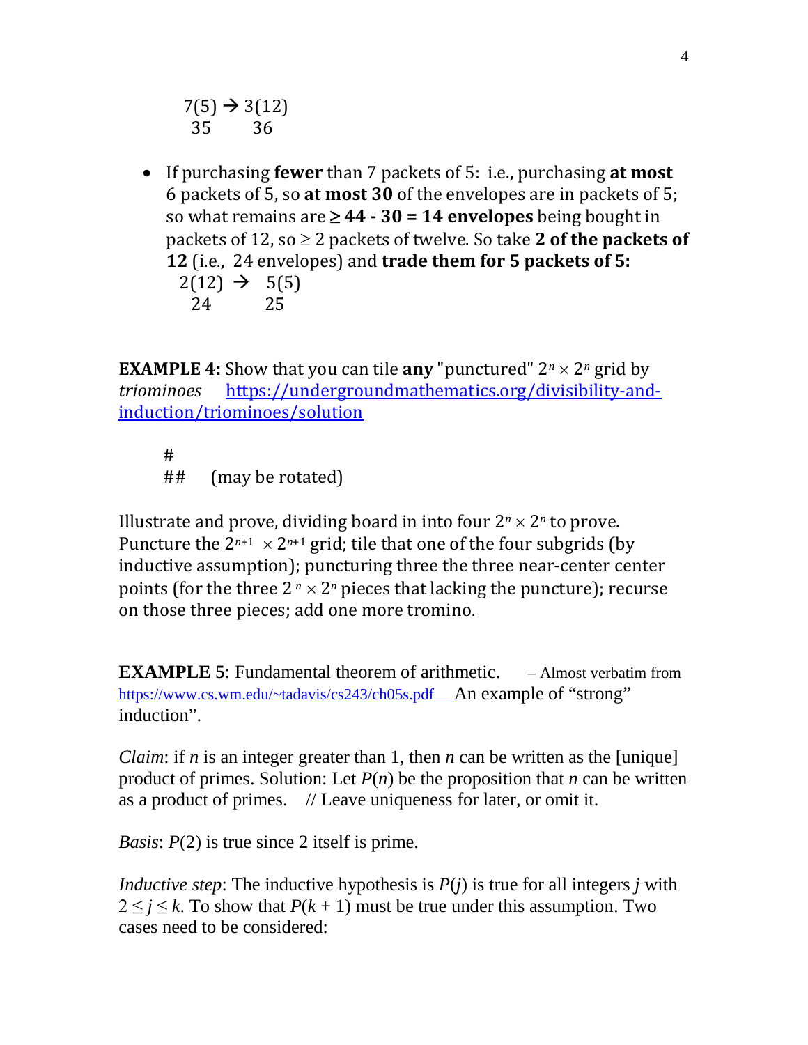$7(5) \rightarrow 3(12)$
 35    36

- If purchasing **fewer** than 7 packets of 5: i.e., purchasing **at most** 6 packets of 5, so **at most 30** of the envelopes are in packets of 5; so what remains are **≥ 44 - 30 = 14 envelopes** being bought in packets of 12, so ≥ 2 packets of twelve. So take **2 of the packets of 12** (i.e., 24 envelopes) and **trade them for 5 packets of 5:**
  $2(12) \rightarrow 5(5)$
   24    25

**EXAMPLE 4:** Show that you can tile **any** "punctured" $2^n \times 2^n$ grid by *triominoes* https://undergroundmathematics.org/divisibility-and-induction/triominoes/solution

```
#
##     (may be rotated)
```

Illustrate and prove, dividing board in into four $2^n \times 2^n$ to prove. Puncture the $2^{n+1} \times 2^{n+1}$ grid; tile that one of the four subgrids (by inductive assumption); puncturing three the three near-center center points (for the three $2^n \times 2^n$ pieces that lacking the puncture); recurse on those three pieces; add one more tromino.

**EXAMPLE 5**: Fundamental theorem of arithmetic. – Almost verbatim from https://www.cs.wm.edu/~tadavis/cs243/ch05s.pdf An example of "strong" induction".

*Claim*: if $n$ is an integer greater than 1, then $n$ can be written as the [unique] product of primes. Solution: Let $P(n)$ be the proposition that $n$ can be written as a product of primes. // Leave uniqueness for later, or omit it.

*Basis*: $P(2)$ is true since 2 itself is prime.

*Inductive step*: The inductive hypothesis is $P(j)$ is true for all integers $j$ with $2 \le j \le k$. To show that $P(k + 1)$ must be true under this assumption. Two cases need to be considered: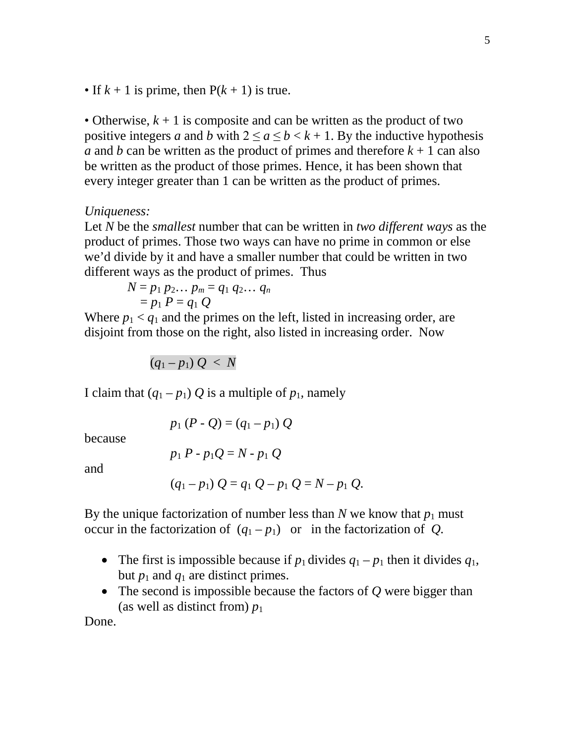• If $k + 1$ is prime, then $P(k + 1)$ is true.

• Otherwise, $k + 1$ is composite and can be written as the product of two positive integers $a$ and $b$ with $2 \le a \le b < k + 1$. By the inductive hypothesis $a$ and $b$ can be written as the product of primes and therefore $k + 1$ can also be written as the product of those primes. Hence, it has been shown that every integer greater than 1 can be written as the product of primes.

*Uniqueness:*
Let $N$ be the *smallest* number that can be written in *two different ways* as the product of primes. Those two ways can have no prime in common or else we'd divide by it and have a smaller number that could be written in two different ways as the product of primes. Thus

$$N = p_1 \, p_2 \ldots \, p_m = q_1 \, q_2 \ldots \, q_n$$
$$= p_1 \, P = q_1 \, Q$$

Where $p_1 < q_1$ and the primes on the left, listed in increasing order, are disjoint from those on the right, also listed in increasing order. Now

$$(q_1 - p_1) \, Q \; < \; N$$

I claim that $(q_1 - p_1) \, Q$ is a multiple of $p_1$, namely

$$p_1 \, (P - Q) = (q_1 - p_1) \, Q$$

because

$$p_1 \, P - p_1 Q = N - p_1 \, Q$$

and

$$(q_1 - p_1) \, Q = q_1 \, Q - p_1 \, Q = N - p_1 \, Q.$$

By the unique factorization of number less than $N$ we know that $p_1$ must occur in the factorization of $(q_1 - p_1)$ or in the factorization of $Q$.

- The first is impossible because if $p_1$ divides $q_1 - p_1$ then it divides $q_1$, but $p_1$ and $q_1$ are distinct primes.
- The second is impossible because the factors of $Q$ were bigger than (as well as distinct from) $p_1$

Done.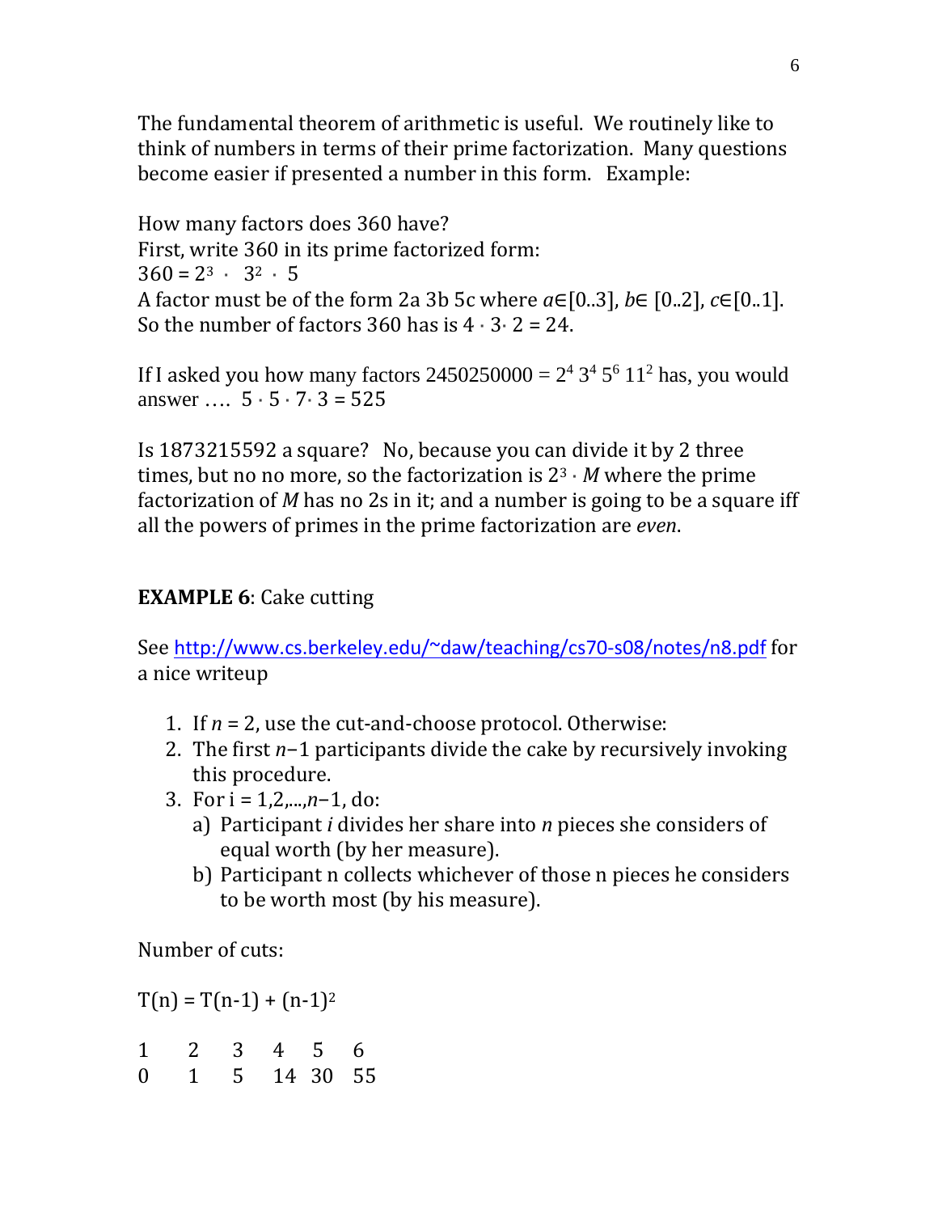The fundamental theorem of arithmetic is useful. We routinely like to think of numbers in terms of their prime factorization. Many questions become easier if presented a number in this form. Example:

How many factors does 360 have?
First, write 360 in its prime factorized form:
$360 = 2^3 \cdot 3^2 \cdot 5$
A factor must be of the form 2a 3b 5c where $a \in [0..3]$, $b \in [0..2]$, $c \in [0..1]$.
So the number of factors 360 has is $4 \cdot 3 \cdot 2 = 24$.

If I asked you how many factors $2450250000 = 2^4\, 3^4\, 5^6\, 11^2$ has, you would answer …. $5 \cdot 5 \cdot 7 \cdot 3 = 525$

Is 1873215592 a square? No, because you can divide it by 2 three times, but no no more, so the factorization is $2^3 \cdot M$ where the prime factorization of $M$ has no 2s in it; and a number is going to be a square iff all the powers of primes in the prime factorization are *even*.

**EXAMPLE 6**: Cake cutting

See http://www.cs.berkeley.edu/~daw/teaching/cs70-s08/notes/n8.pdf for a nice writeup

1. If $n = 2$, use the cut-and-choose protocol. Otherwise:
2. The first $n-1$ participants divide the cake by recursively invoking this procedure.
3. For i = 1,2,...,$n-1$, do:
   a) Participant $i$ divides her share into $n$ pieces she considers of equal worth (by her measure).
   b) Participant n collects whichever of those n pieces he considers to be worth most (by his measure).

Number of cuts:

$T(n) = T(n-1) + (n-1)^2$

| 1 | 2 | 3 | 4 | 5 | 6 |
|---|---|---|---|---|---|
| 0 | 1 | 5 | 14 | 30 | 55 |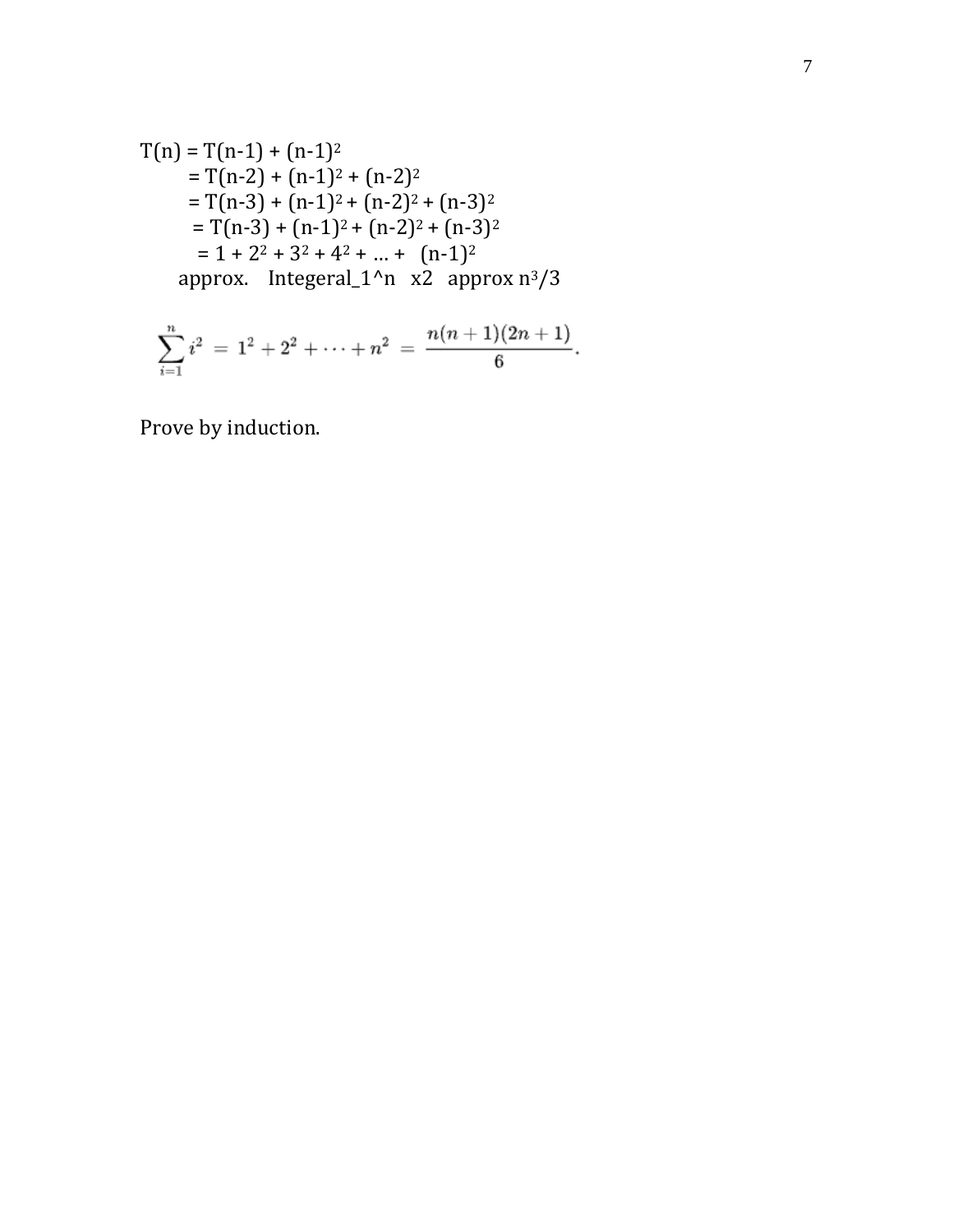$T(n) = T(n-1) + (n-1)^2$

$= T(n-2) + (n-1)^2 + (n-2)^2$

$= T(n-3) + (n-1)^2 + (n-2)^2 + (n-3)^2$

$= T(n-3) + (n-1)^2 + (n-2)^2 + (n-3)^2$

$= 1 + 2^2 + 3^2 + 4^2 + \ldots + (n-1)^2$

approx. Integeral_1^n x2 approx $n^3/3$

$$\sum_{i=1}^{n} i^2 = 1^2 + 2^2 + \cdots + n^2 = \frac{n(n+1)(2n+1)}{6}.$$

Prove by induction.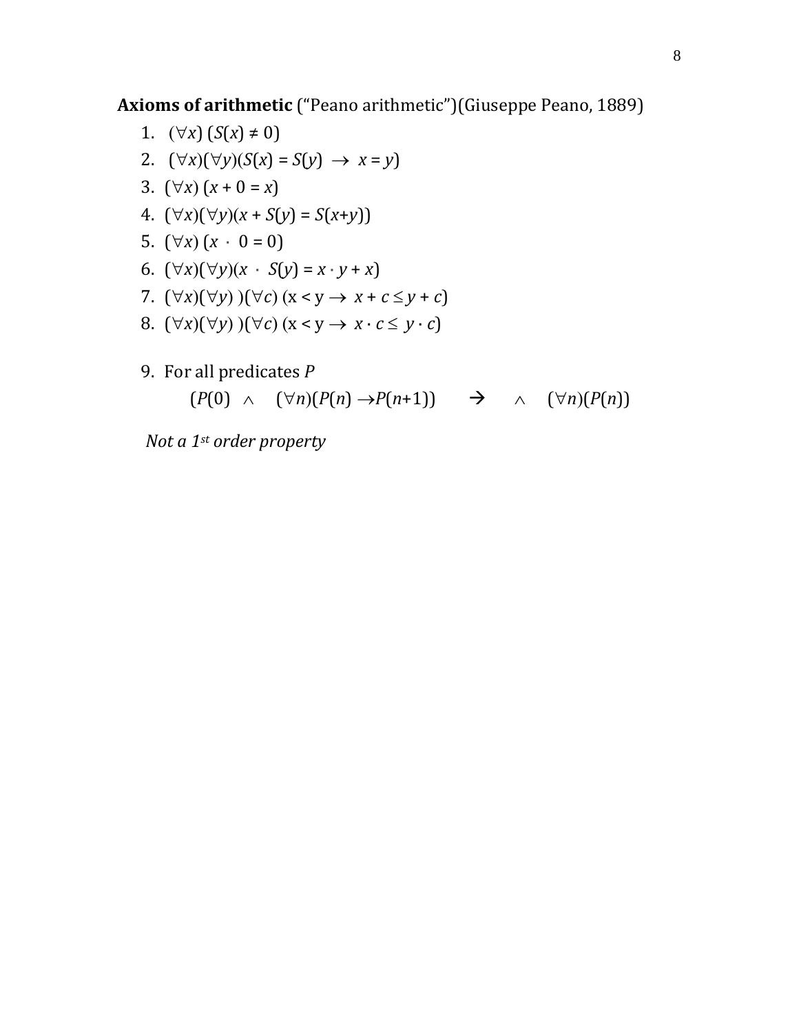**Axioms of arithmetic** ("Peano arithmetic")(Giuseppe Peano, 1889)

1. $(\forall x)\ (S(x) \neq 0)$
2. $(\forall x)(\forall y)(S(x) = S(y) \ \rightarrow \ x = y)$
3. $(\forall x)\ (x + 0 = x)$
4. $(\forall x)(\forall y)(x + S(y) = S(x+y))$
5. $(\forall x)\ (x \cdot 0 = 0)$
6. $(\forall x)(\forall y)(x \cdot S(y) = x \cdot y + x)$
7. $(\forall x)(\forall y)\ )(\forall c)\ (\mathrm{x} < \mathrm{y} \rightarrow \ x + c \leq y + c)$
8. $(\forall x)(\forall y)\ )(\forall c)\ (\mathrm{x} < \mathrm{y} \rightarrow \ x \cdot c \leq \ y \cdot c)$

9. For all predicates $P$

   $(P(0) \ \wedge \ (\forall n)(P(n) \rightarrow P(n+1)) \quad \rightarrow \quad \wedge \quad (\forall n)(P(n))$

*Not a 1st order property*